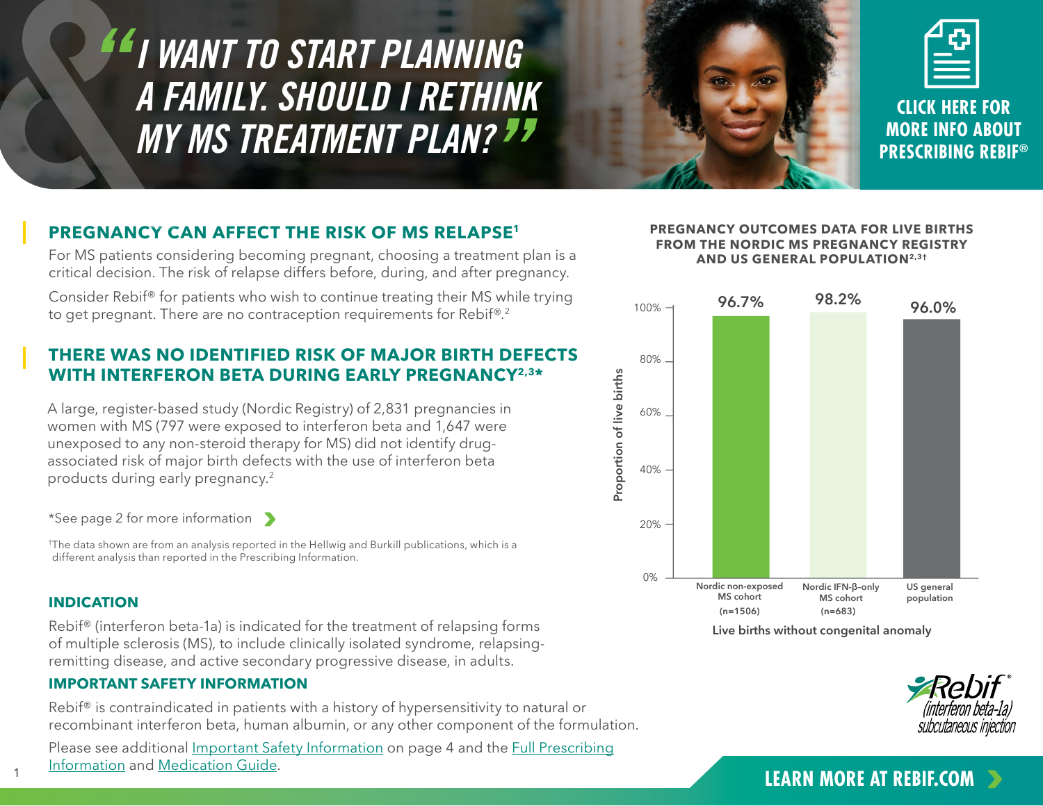# "I WANT TO START PLANNING A FAMILY. SHOULD I RETHINK MY MS TREATMENT PLAN?"

**CLICK HERE FOR MORE INFO ABOUT PRESCRIBING REBIF®**

## PREGNANCY CAN AFFECT THE RISK OF MS RELAPSE[1]

For MS patients considering becoming pregnant, choosing a treatment plan is a critical decision. The risk of relapse differs before, during, and after pregnancy.

Consider Rebif® for patients who wish to continue treating their MS while trying to get pregnant. There are no contraception requirements for Rebif®.[2]

## THERE WAS NO IDENTIFIED RISK OF MAJOR BIRTH DEFECTS WITH INTERFERON BETA DURING EARLY PREGNANCY[2,3*]

A large, register-based study (Nordic Registry) of 2,831 pregnancies in women with MS (797 were exposed to interferon beta and 1,647 were unexposed to any non-steroid therapy for MS) did not identify drug-associated risk of major birth defects with the use of interferon beta products during early pregnancy.[2]

*See page 2 for more information

†The data shown are from an analysis reported in the Hellwig and Burkill publications, which is a different analysis than reported in the Prescribing Information.

**PREGNANCY OUTCOMES DATA FOR LIVE BIRTHS FROM THE NORDIC MS PREGNANCY REGISTRY AND US GENERAL POPULATION[2,3†]**

| | Nordic non-exposed MS cohort (n=1506) | Nordic IFN-β-only MS cohort (n=683) | US general population |
|---|---|---|---|
| Proportion of live births | 96.7% | 98.2% | 96.0% |

Live births without congenital anomaly

## INDICATION

Rebif® (interferon beta-1a) is indicated for the treatment of relapsing forms of multiple sclerosis (MS), to include clinically isolated syndrome, relapsing-remitting disease, and active secondary progressive disease, in adults.

## IMPORTANT SAFETY INFORMATION

Rebif® is contraindicated in patients with a history of hypersensitivity to natural or recombinant interferon beta, human albumin, or any other component of the formulation.

Please see additional Important Safety Information on page 4 and the Full Prescribing Information and Medication Guide.

Rebif® (interferon beta-1a) subcutaneous injection

**LEARN MORE AT REBIF.COM**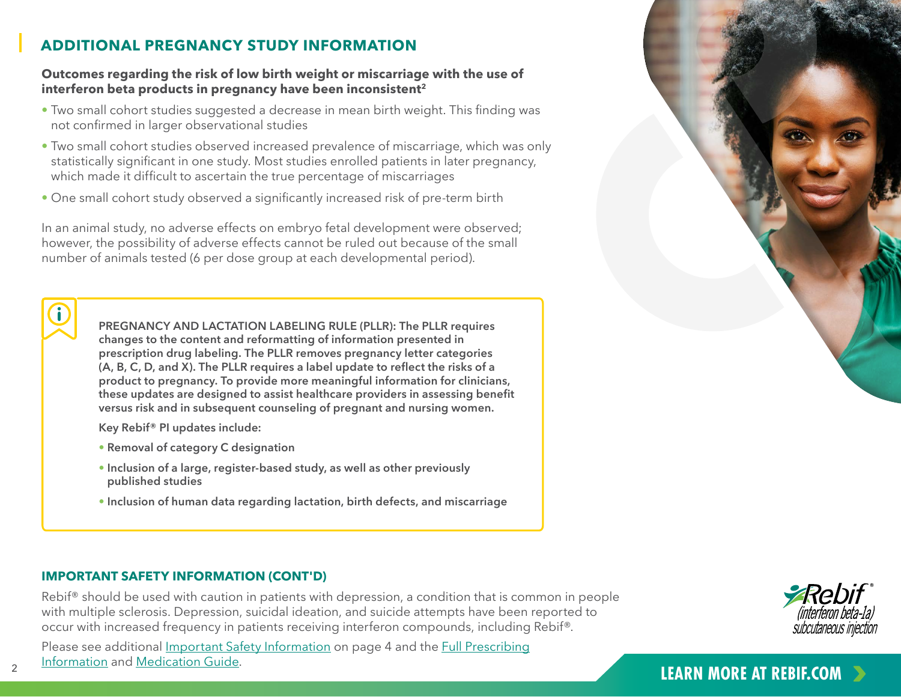## ADDITIONAL PREGNANCY STUDY INFORMATION

**Outcomes regarding the risk of low birth weight or miscarriage with the use of interferon beta products in pregnancy have been inconsistent[2]**

- Two small cohort studies suggested a decrease in mean birth weight. This finding was not confirmed in larger observational studies
- Two small cohort studies observed increased prevalence of miscarriage, which was only statistically significant in one study. Most studies enrolled patients in later pregnancy, which made it difficult to ascertain the true percentage of miscarriages
- One small cohort study observed a significantly increased risk of pre-term birth

In an animal study, no adverse effects on embryo fetal development were observed; however, the possibility of adverse effects cannot be ruled out because of the small number of animals tested (6 per dose group at each developmental period).

**PREGNANCY AND LACTATION LABELING RULE (PLLR): The PLLR requires changes to the content and reformatting of information presented in prescription drug labeling. The PLLR removes pregnancy letter categories (A, B, C, D, and X). The PLLR requires a label update to reflect the risks of a product to pregnancy. To provide more meaningful information for clinicians, these updates are designed to assist healthcare providers in assessing benefit versus risk and in subsequent counseling of pregnant and nursing women.**

**Key Rebif® PI updates include:**

- **Removal of category C designation**
- **Inclusion of a large, register-based study, as well as other previously published studies**
- **Inclusion of human data regarding lactation, birth defects, and miscarriage**

### IMPORTANT SAFETY INFORMATION (CONT'D)

Rebif® should be used with caution in patients with depression, a condition that is common in people with multiple sclerosis. Depression, suicidal ideation, and suicide attempts have been reported to occur with increased frequency in patients receiving interferon compounds, including Rebif®.

Please see additional Important Safety Information on page 4 and the Full Prescribing Information and Medication Guide.

Rebif® (interferon beta-1a) subcutaneous injection

**LEARN MORE AT REBIF.COM**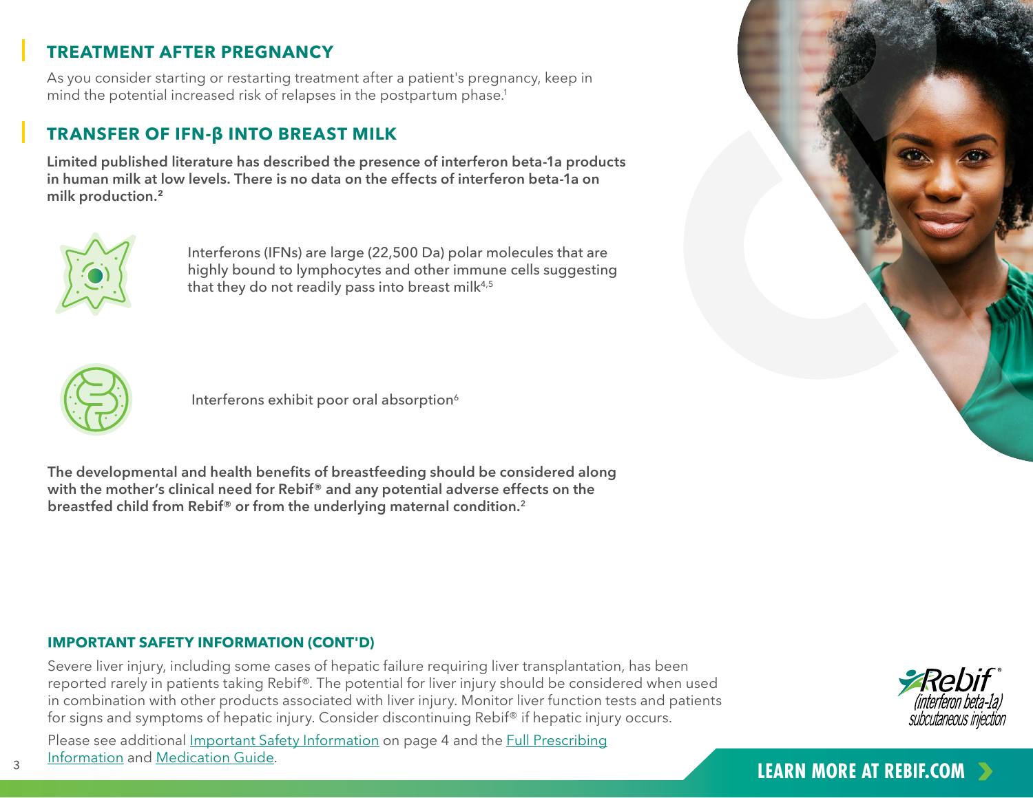## TREATMENT AFTER PREGNANCY

As you consider starting or restarting treatment after a patient's pregnancy, keep in mind the potential increased risk of relapses in the postpartum phase.[1]

## TRANSFER OF IFN-β INTO BREAST MILK

**Limited published literature has described the presence of interferon beta-1a products in human milk at low levels. There is no data on the effects of interferon beta-1a on milk production.[2]**

Interferons (IFNs) are large (22,500 Da) polar molecules that are highly bound to lymphocytes and other immune cells suggesting that they do not readily pass into breast milk[4,5]

Interferons exhibit poor oral absorption[6]

**The developmental and health benefits of breastfeeding should be considered along with the mother's clinical need for Rebif® and any potential adverse effects on the breastfed child from Rebif® or from the underlying maternal condition.[2]**

### IMPORTANT SAFETY INFORMATION (CONT'D)

Severe liver injury, including some cases of hepatic failure requiring liver transplantation, has been reported rarely in patients taking Rebif®. The potential for liver injury should be considered when used in combination with other products associated with liver injury. Monitor liver function tests and patients for signs and symptoms of hepatic injury. Consider discontinuing Rebif® if hepatic injury occurs.

Please see additional Important Safety Information on page 4 and the Full Prescribing Information and Medication Guide.

Rebif® (interferon beta-1a) subcutaneous injection

**LEARN MORE AT REBIF.COM**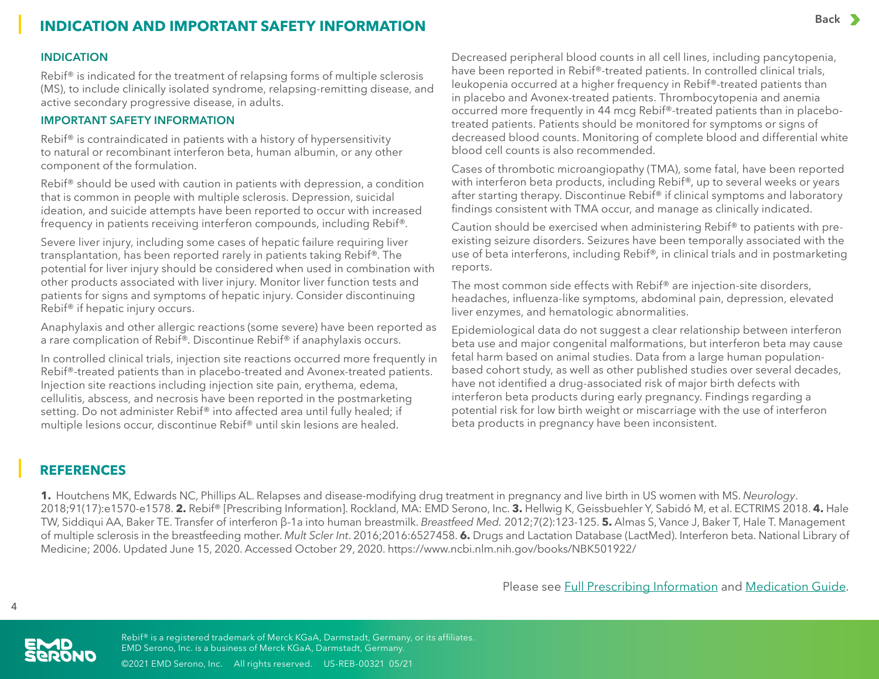# INDICATION AND IMPORTANT SAFETY INFORMATION

## INDICATION

Rebif® is indicated for the treatment of relapsing forms of multiple sclerosis (MS), to include clinically isolated syndrome, relapsing-remitting disease, and active secondary progressive disease, in adults.

## IMPORTANT SAFETY INFORMATION

Rebif® is contraindicated in patients with a history of hypersensitivity to natural or recombinant interferon beta, human albumin, or any other component of the formulation.

Rebif® should be used with caution in patients with depression, a condition that is common in people with multiple sclerosis. Depression, suicidal ideation, and suicide attempts have been reported to occur with increased frequency in patients receiving interferon compounds, including Rebif®.

Severe liver injury, including some cases of hepatic failure requiring liver transplantation, has been reported rarely in patients taking Rebif®. The potential for liver injury should be considered when used in combination with other products associated with liver injury. Monitor liver function tests and patients for signs and symptoms of hepatic injury. Consider discontinuing Rebif® if hepatic injury occurs.

Anaphylaxis and other allergic reactions (some severe) have been reported as a rare complication of Rebif®. Discontinue Rebif® if anaphylaxis occurs.

In controlled clinical trials, injection site reactions occurred more frequently in Rebif®-treated patients than in placebo-treated and Avonex-treated patients. Injection site reactions including injection site pain, erythema, edema, cellulitis, abscess, and necrosis have been reported in the postmarketing setting. Do not administer Rebif® into affected area until fully healed; if multiple lesions occur, discontinue Rebif® until skin lesions are healed.

Decreased peripheral blood counts in all cell lines, including pancytopenia, have been reported in Rebif®-treated patients. In controlled clinical trials, leukopenia occurred at a higher frequency in Rebif®-treated patients than in placebo and Avonex-treated patients. Thrombocytopenia and anemia occurred more frequently in 44 mcg Rebif®-treated patients than in placebo-treated patients. Patients should be monitored for symptoms or signs of decreased blood counts. Monitoring of complete blood and differential white blood cell counts is also recommended.

Cases of thrombotic microangiopathy (TMA), some fatal, have been reported with interferon beta products, including Rebif®, up to several weeks or years after starting therapy. Discontinue Rebif® if clinical symptoms and laboratory findings consistent with TMA occur, and manage as clinically indicated.

Caution should be exercised when administering Rebif® to patients with pre-existing seizure disorders. Seizures have been temporally associated with the use of beta interferons, including Rebif®, in clinical trials and in postmarketing reports.

The most common side effects with Rebif® are injection-site disorders, headaches, influenza-like symptoms, abdominal pain, depression, elevated liver enzymes, and hematologic abnormalities.

Epidemiological data do not suggest a clear relationship between interferon beta use and major congenital malformations, but interferon beta may cause fetal harm based on animal studies. Data from a large human population-based cohort study, as well as other published studies over several decades, have not identified a drug-associated risk of major birth defects with interferon beta products during early pregnancy. Findings regarding a potential risk for low birth weight or miscarriage with the use of interferon beta products in pregnancy have been inconsistent.

# REFERENCES

**1.** Houtchens MK, Edwards NC, Phillips AL. Relapses and disease-modifying drug treatment in pregnancy and live birth in US women with MS. *Neurology*. 2018;91(17):e1570-e1578. **2.** Rebif® [Prescribing Information]. Rockland, MA: EMD Serono, Inc. **3.** Hellwig K, Geissbuehler Y, Sabidó M, et al. ECTRIMS 2018. **4.** Hale TW, Siddiqui AA, Baker TE. Transfer of interferon β-1a into human breastmilk. *Breastfeed Med.* 2012;7(2):123-125. **5.** Almas S, Vance J, Baker T, Hale T. Management of multiple sclerosis in the breastfeeding mother. *Mult Scler Int*. 2016;2016:6527458. **6.** Drugs and Lactation Database (LactMed). Interferon beta. National Library of Medicine; 2006. Updated June 15, 2020. Accessed October 29, 2020. https://www.ncbi.nlm.nih.gov/books/NBK501922/

Please see Full Prescribing Information and Medication Guide.

Rebif® is a registered trademark of Merck KGaA, Darmstadt, Germany, or its affiliates.
EMD Serono, Inc. is a business of Merck KGaA, Darmstadt, Germany.
©2021 EMD Serono, Inc. All rights reserved. US-REB-00321 05/21